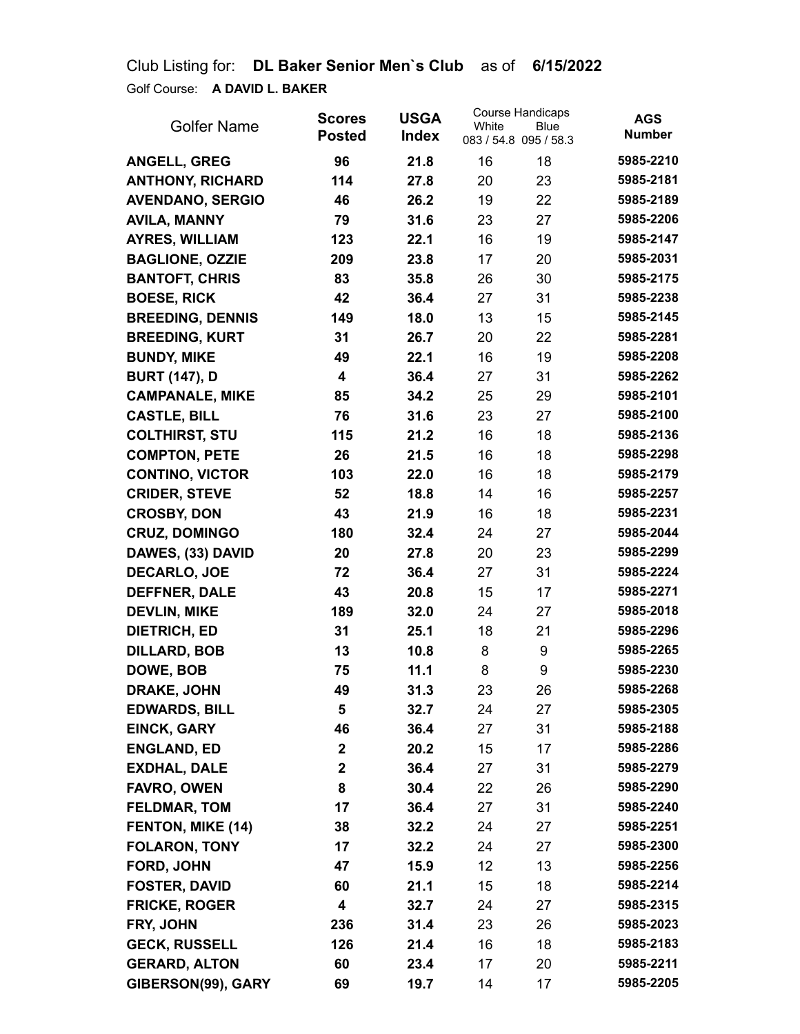Club Listing for: **DL Baker Senior Men`s Club** as of **6/15/2022**

Golf Course: **A DAVID L. BAKER**

| Golfer Name | Scores Posted | USGA Index | Course Handicaps White 083 / 54.8 | Course Handicaps Blue 095 / 58.3 | AGS Number |
|---|---|---|---|---|---|
| **ANGELL, GREG** | **96** | **21.8** | 16 | 18 | **5985-2210** |
| **ANTHONY, RICHARD** | **114** | **27.8** | 20 | 23 | **5985-2181** |
| **AVENDANO, SERGIO** | **46** | **26.2** | 19 | 22 | **5985-2189** |
| **AVILA, MANNY** | **79** | **31.6** | 23 | 27 | **5985-2206** |
| **AYRES, WILLIAM** | **123** | **22.1** | 16 | 19 | **5985-2147** |
| **BAGLIONE, OZZIE** | **209** | **23.8** | 17 | 20 | **5985-2031** |
| **BANTOFT, CHRIS** | **83** | **35.8** | 26 | 30 | **5985-2175** |
| **BOESE, RICK** | **42** | **36.4** | 27 | 31 | **5985-2238** |
| **BREEDING, DENNIS** | **149** | **18.0** | 13 | 15 | **5985-2145** |
| **BREEDING, KURT** | **31** | **26.7** | 20 | 22 | **5985-2281** |
| **BUNDY, MIKE** | **49** | **22.1** | 16 | 19 | **5985-2208** |
| **BURT (147), D** | **4** | **36.4** | 27 | 31 | **5985-2262** |
| **CAMPANALE, MIKE** | **85** | **34.2** | 25 | 29 | **5985-2101** |
| **CASTLE, BILL** | **76** | **31.6** | 23 | 27 | **5985-2100** |
| **COLTHIRST, STU** | **115** | **21.2** | 16 | 18 | **5985-2136** |
| **COMPTON, PETE** | **26** | **21.5** | 16 | 18 | **5985-2298** |
| **CONTINO, VICTOR** | **103** | **22.0** | 16 | 18 | **5985-2179** |
| **CRIDER, STEVE** | **52** | **18.8** | 14 | 16 | **5985-2257** |
| **CROSBY, DON** | **43** | **21.9** | 16 | 18 | **5985-2231** |
| **CRUZ, DOMINGO** | **180** | **32.4** | 24 | 27 | **5985-2044** |
| **DAWES, (33) DAVID** | **20** | **27.8** | 20 | 23 | **5985-2299** |
| **DECARLO, JOE** | **72** | **36.4** | 27 | 31 | **5985-2224** |
| **DEFFNER, DALE** | **43** | **20.8** | 15 | 17 | **5985-2271** |
| **DEVLIN, MIKE** | **189** | **32.0** | 24 | 27 | **5985-2018** |
| **DIETRICH, ED** | **31** | **25.1** | 18 | 21 | **5985-2296** |
| **DILLARD, BOB** | **13** | **10.8** | 8 | 9 | **5985-2265** |
| **DOWE, BOB** | **75** | **11.1** | 8 | 9 | **5985-2230** |
| **DRAKE, JOHN** | **49** | **31.3** | 23 | 26 | **5985-2268** |
| **EDWARDS, BILL** | **5** | **32.7** | 24 | 27 | **5985-2305** |
| **EINCK, GARY** | **46** | **36.4** | 27 | 31 | **5985-2188** |
| **ENGLAND, ED** | **2** | **20.2** | 15 | 17 | **5985-2286** |
| **EXDHAL, DALE** | **2** | **36.4** | 27 | 31 | **5985-2279** |
| **FAVRO, OWEN** | **8** | **30.4** | 22 | 26 | **5985-2290** |
| **FELDMAR, TOM** | **17** | **36.4** | 27 | 31 | **5985-2240** |
| **FENTON, MIKE (14)** | **38** | **32.2** | 24 | 27 | **5985-2251** |
| **FOLARON, TONY** | **17** | **32.2** | 24 | 27 | **5985-2300** |
| **FORD, JOHN** | **47** | **15.9** | 12 | 13 | **5985-2256** |
| **FOSTER, DAVID** | **60** | **21.1** | 15 | 18 | **5985-2214** |
| **FRICKE, ROGER** | **4** | **32.7** | 24 | 27 | **5985-2315** |
| **FRY, JOHN** | **236** | **31.4** | 23 | 26 | **5985-2023** |
| **GECK, RUSSELL** | **126** | **21.4** | 16 | 18 | **5985-2183** |
| **GERARD, ALTON** | **60** | **23.4** | 17 | 20 | **5985-2211** |
| **GIBERSON(99), GARY** | **69** | **19.7** | 14 | 17 | **5985-2205** |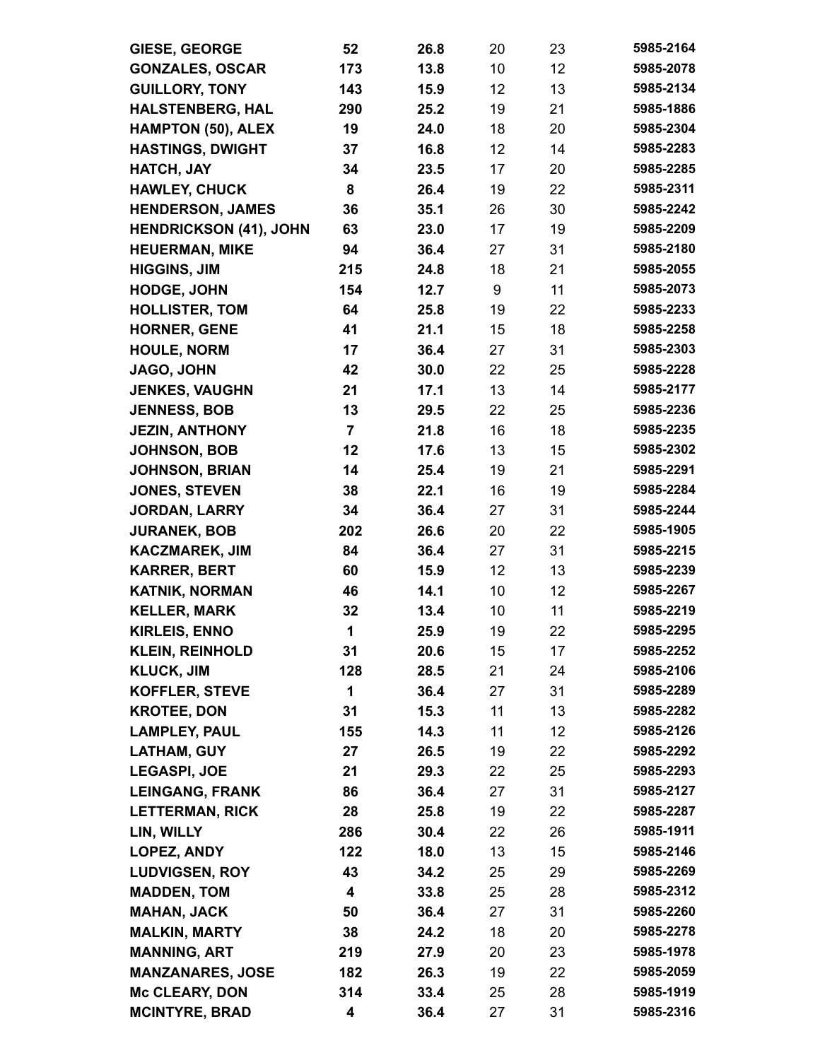| | | | | | |
|---|---|---|---|---|---|
| **GIESE, GEORGE** | **52** | **26.8** | 20 | 23 | **5985-2164** |
| **GONZALES, OSCAR** | **173** | **13.8** | 10 | 12 | **5985-2078** |
| **GUILLORY, TONY** | **143** | **15.9** | 12 | 13 | **5985-2134** |
| **HALSTENBERG, HAL** | **290** | **25.2** | 19 | 21 | **5985-1886** |
| **HAMPTON (50), ALEX** | **19** | **24.0** | 18 | 20 | **5985-2304** |
| **HASTINGS, DWIGHT** | **37** | **16.8** | 12 | 14 | **5985-2283** |
| **HATCH, JAY** | **34** | **23.5** | 17 | 20 | **5985-2285** |
| **HAWLEY, CHUCK** | **8** | **26.4** | 19 | 22 | **5985-2311** |
| **HENDERSON, JAMES** | **36** | **35.1** | 26 | 30 | **5985-2242** |
| **HENDRICKSON (41), JOHN** | **63** | **23.0** | 17 | 19 | **5985-2209** |
| **HEUERMAN, MIKE** | **94** | **36.4** | 27 | 31 | **5985-2180** |
| **HIGGINS, JIM** | **215** | **24.8** | 18 | 21 | **5985-2055** |
| **HODGE, JOHN** | **154** | **12.7** | 9 | 11 | **5985-2073** |
| **HOLLISTER, TOM** | **64** | **25.8** | 19 | 22 | **5985-2233** |
| **HORNER, GENE** | **41** | **21.1** | 15 | 18 | **5985-2258** |
| **HOULE, NORM** | **17** | **36.4** | 27 | 31 | **5985-2303** |
| **JAGO, JOHN** | **42** | **30.0** | 22 | 25 | **5985-2228** |
| **JENKES, VAUGHN** | **21** | **17.1** | 13 | 14 | **5985-2177** |
| **JENNESS, BOB** | **13** | **29.5** | 22 | 25 | **5985-2236** |
| **JEZIN, ANTHONY** | **7** | **21.8** | 16 | 18 | **5985-2235** |
| **JOHNSON, BOB** | **12** | **17.6** | 13 | 15 | **5985-2302** |
| **JOHNSON, BRIAN** | **14** | **25.4** | 19 | 21 | **5985-2291** |
| **JONES, STEVEN** | **38** | **22.1** | 16 | 19 | **5985-2284** |
| **JORDAN, LARRY** | **34** | **36.4** | 27 | 31 | **5985-2244** |
| **JURANEK, BOB** | **202** | **26.6** | 20 | 22 | **5985-1905** |
| **KACZMAREK, JIM** | **84** | **36.4** | 27 | 31 | **5985-2215** |
| **KARRER, BERT** | **60** | **15.9** | 12 | 13 | **5985-2239** |
| **KATNIK, NORMAN** | **46** | **14.1** | 10 | 12 | **5985-2267** |
| **KELLER, MARK** | **32** | **13.4** | 10 | 11 | **5985-2219** |
| **KIRLEIS, ENNO** | **1** | **25.9** | 19 | 22 | **5985-2295** |
| **KLEIN, REINHOLD** | **31** | **20.6** | 15 | 17 | **5985-2252** |
| **KLUCK, JIM** | **128** | **28.5** | 21 | 24 | **5985-2106** |
| **KOFFLER, STEVE** | **1** | **36.4** | 27 | 31 | **5985-2289** |
| **KROTEE, DON** | **31** | **15.3** | 11 | 13 | **5985-2282** |
| **LAMPLEY, PAUL** | **155** | **14.3** | 11 | 12 | **5985-2126** |
| **LATHAM, GUY** | **27** | **26.5** | 19 | 22 | **5985-2292** |
| **LEGASPI, JOE** | **21** | **29.3** | 22 | 25 | **5985-2293** |
| **LEINGANG, FRANK** | **86** | **36.4** | 27 | 31 | **5985-2127** |
| **LETTERMAN, RICK** | **28** | **25.8** | 19 | 22 | **5985-2287** |
| **LIN, WILLY** | **286** | **30.4** | 22 | 26 | **5985-1911** |
| **LOPEZ, ANDY** | **122** | **18.0** | 13 | 15 | **5985-2146** |
| **LUDVIGSEN, ROY** | **43** | **34.2** | 25 | 29 | **5985-2269** |
| **MADDEN, TOM** | **4** | **33.8** | 25 | 28 | **5985-2312** |
| **MAHAN, JACK** | **50** | **36.4** | 27 | 31 | **5985-2260** |
| **MALKIN, MARTY** | **38** | **24.2** | 18 | 20 | **5985-2278** |
| **MANNING, ART** | **219** | **27.9** | 20 | 23 | **5985-1978** |
| **MANZANARES, JOSE** | **182** | **26.3** | 19 | 22 | **5985-2059** |
| **Mc CLEARY, DON** | **314** | **33.4** | 25 | 28 | **5985-1919** |
| **MCINTYRE, BRAD** | **4** | **36.4** | 27 | 31 | **5985-2316** |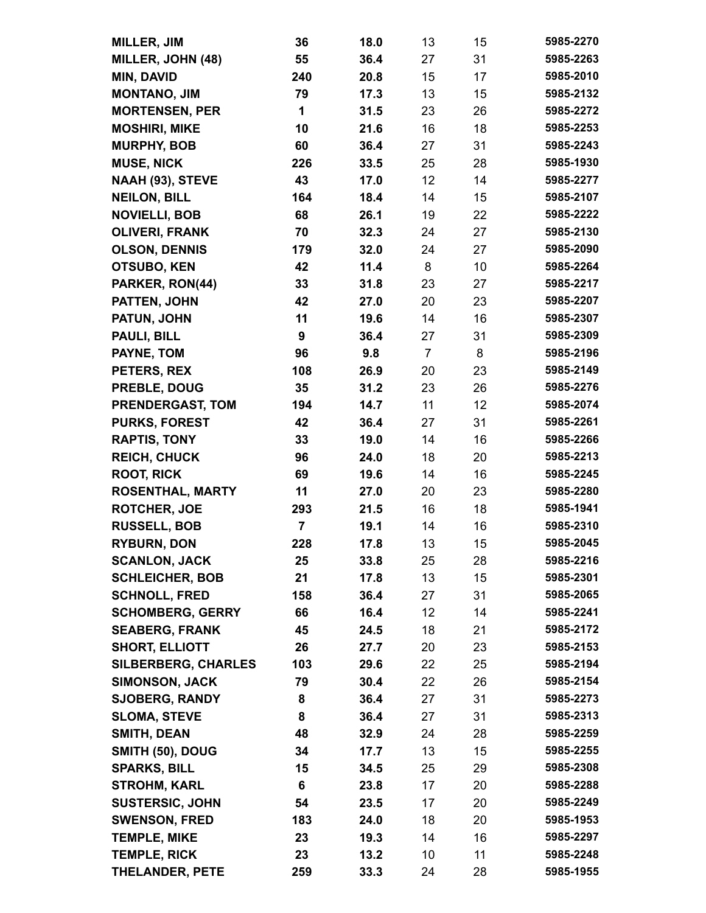| | | | | | |
|---|---|---|---|---|---|
| **MILLER, JIM** | **36** | **18.0** | 13 | 15 | **5985-2270** |
| **MILLER, JOHN (48)** | **55** | **36.4** | 27 | 31 | **5985-2263** |
| **MIN, DAVID** | **240** | **20.8** | 15 | 17 | **5985-2010** |
| **MONTANO, JIM** | **79** | **17.3** | 13 | 15 | **5985-2132** |
| **MORTENSEN, PER** | **1** | **31.5** | 23 | 26 | **5985-2272** |
| **MOSHIRI, MIKE** | **10** | **21.6** | 16 | 18 | **5985-2253** |
| **MURPHY, BOB** | **60** | **36.4** | 27 | 31 | **5985-2243** |
| **MUSE, NICK** | **226** | **33.5** | 25 | 28 | **5985-1930** |
| **NAAH (93), STEVE** | **43** | **17.0** | 12 | 14 | **5985-2277** |
| **NEILON, BILL** | **164** | **18.4** | 14 | 15 | **5985-2107** |
| **NOVIELLI, BOB** | **68** | **26.1** | 19 | 22 | **5985-2222** |
| **OLIVERI, FRANK** | **70** | **32.3** | 24 | 27 | **5985-2130** |
| **OLSON, DENNIS** | **179** | **32.0** | 24 | 27 | **5985-2090** |
| **OTSUBO, KEN** | **42** | **11.4** | 8 | 10 | **5985-2264** |
| **PARKER, RON(44)** | **33** | **31.8** | 23 | 27 | **5985-2217** |
| **PATTEN, JOHN** | **42** | **27.0** | 20 | 23 | **5985-2207** |
| **PATUN, JOHN** | **11** | **19.6** | 14 | 16 | **5985-2307** |
| **PAULI, BILL** | **9** | **36.4** | 27 | 31 | **5985-2309** |
| **PAYNE, TOM** | **96** | **9.8** | 7 | 8 | **5985-2196** |
| **PETERS, REX** | **108** | **26.9** | 20 | 23 | **5985-2149** |
| **PREBLE, DOUG** | **35** | **31.2** | 23 | 26 | **5985-2276** |
| **PRENDERGAST, TOM** | **194** | **14.7** | 11 | 12 | **5985-2074** |
| **PURKS, FOREST** | **42** | **36.4** | 27 | 31 | **5985-2261** |
| **RAPTIS, TONY** | **33** | **19.0** | 14 | 16 | **5985-2266** |
| **REICH, CHUCK** | **96** | **24.0** | 18 | 20 | **5985-2213** |
| **ROOT, RICK** | **69** | **19.6** | 14 | 16 | **5985-2245** |
| **ROSENTHAL, MARTY** | **11** | **27.0** | 20 | 23 | **5985-2280** |
| **ROTCHER, JOE** | **293** | **21.5** | 16 | 18 | **5985-1941** |
| **RUSSELL, BOB** | **7** | **19.1** | 14 | 16 | **5985-2310** |
| **RYBURN, DON** | **228** | **17.8** | 13 | 15 | **5985-2045** |
| **SCANLON, JACK** | **25** | **33.8** | 25 | 28 | **5985-2216** |
| **SCHLEICHER, BOB** | **21** | **17.8** | 13 | 15 | **5985-2301** |
| **SCHNOLL, FRED** | **158** | **36.4** | 27 | 31 | **5985-2065** |
| **SCHOMBERG, GERRY** | **66** | **16.4** | 12 | 14 | **5985-2241** |
| **SEABERG, FRANK** | **45** | **24.5** | 18 | 21 | **5985-2172** |
| **SHORT, ELLIOTT** | **26** | **27.7** | 20 | 23 | **5985-2153** |
| **SILBERBERG, CHARLES** | **103** | **29.6** | 22 | 25 | **5985-2194** |
| **SIMONSON, JACK** | **79** | **30.4** | 22 | 26 | **5985-2154** |
| **SJOBERG, RANDY** | **8** | **36.4** | 27 | 31 | **5985-2273** |
| **SLOMA, STEVE** | **8** | **36.4** | 27 | 31 | **5985-2313** |
| **SMITH, DEAN** | **48** | **32.9** | 24 | 28 | **5985-2259** |
| **SMITH (50), DOUG** | **34** | **17.7** | 13 | 15 | **5985-2255** |
| **SPARKS, BILL** | **15** | **34.5** | 25 | 29 | **5985-2308** |
| **STROHM, KARL** | **6** | **23.8** | 17 | 20 | **5985-2288** |
| **SUSTERSIC, JOHN** | **54** | **23.5** | 17 | 20 | **5985-2249** |
| **SWENSON, FRED** | **183** | **24.0** | 18 | 20 | **5985-1953** |
| **TEMPLE, MIKE** | **23** | **19.3** | 14 | 16 | **5985-2297** |
| **TEMPLE, RICK** | **23** | **13.2** | 10 | 11 | **5985-2248** |
| **THELANDER, PETE** | **259** | **33.3** | 24 | 28 | **5985-1955** |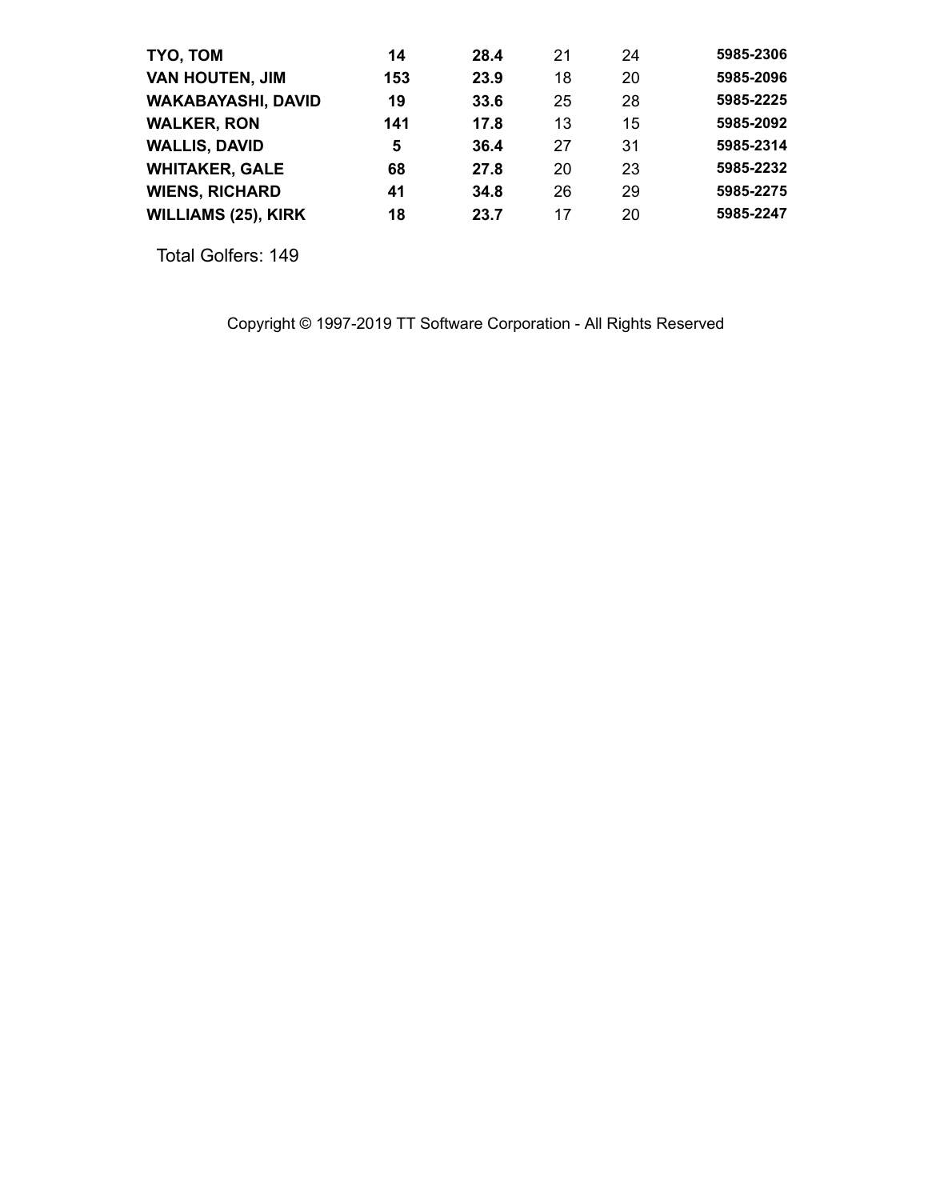| | | | | | |
|---|---|---|---|---|---|
| **TYO, TOM** | **14** | **28.4** | 21 | 24 | **5985-2306** |
| **VAN HOUTEN, JIM** | **153** | **23.9** | 18 | 20 | **5985-2096** |
| **WAKABAYASHI, DAVID** | **19** | **33.6** | 25 | 28 | **5985-2225** |
| **WALKER, RON** | **141** | **17.8** | 13 | 15 | **5985-2092** |
| **WALLIS, DAVID** | **5** | **36.4** | 27 | 31 | **5985-2314** |
| **WHITAKER, GALE** | **68** | **27.8** | 20 | 23 | **5985-2232** |
| **WIENS, RICHARD** | **41** | **34.8** | 26 | 29 | **5985-2275** |
| **WILLIAMS (25), KIRK** | **18** | **23.7** | 17 | 20 | **5985-2247** |

Total Golfers: 149

Copyright © 1997-2019 TT Software Corporation - All Rights Reserved